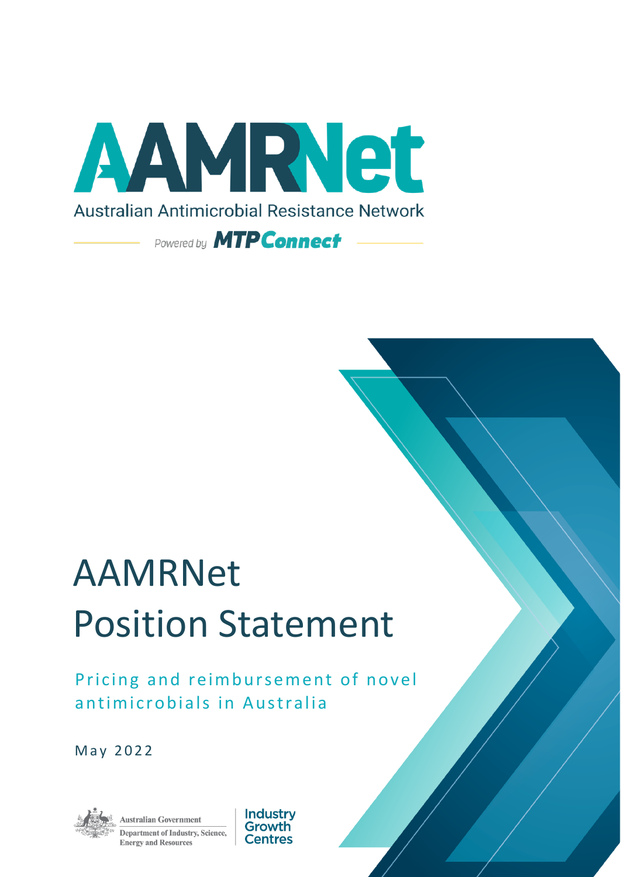AAMRNet

Australian Antimicrobial Resistance Network

Powered by MTPConnect

# AAMRNet Position Statement

## Pricing and reimbursement of novel antimicrobials in Australia

May 2022

Australian Government

Department of Industry, Science, Energy and Resources

Industry Growth Centres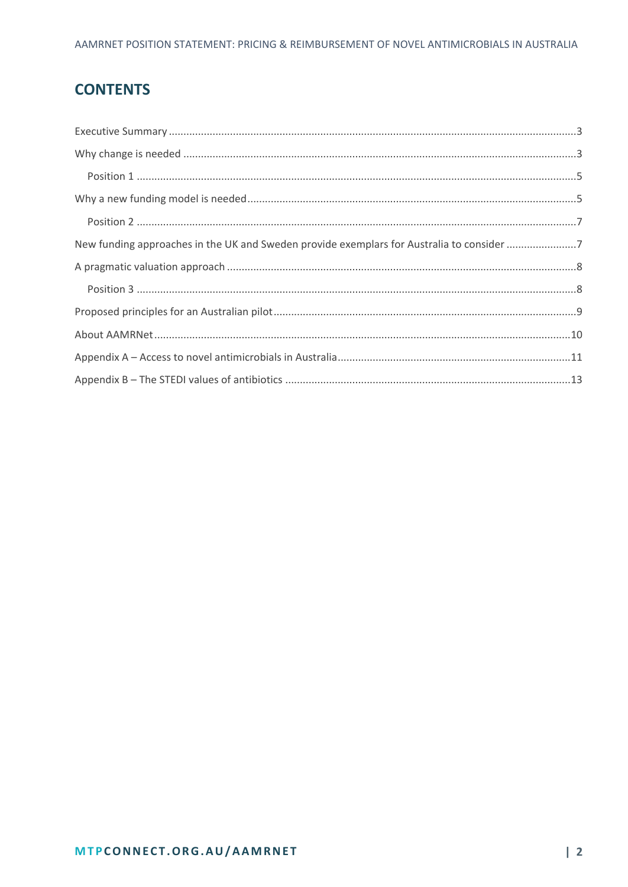## CONTENTS

- Executive Summary ... 3
- Why change is needed ... 3
  - Position 1 ... 5
- Why a new funding model is needed ... 5
  - Position 2 ... 7
- New funding approaches in the UK and Sweden provide exemplars for Australia to consider ... 7
- A pragmatic valuation approach ... 8
  - Position 3 ... 8
- Proposed principles for an Australian pilot ... 9
- About AAMRNet ... 10
- Appendix A – Access to novel antimicrobials in Australia ... 11
- Appendix B – The STEDI values of antibiotics ... 13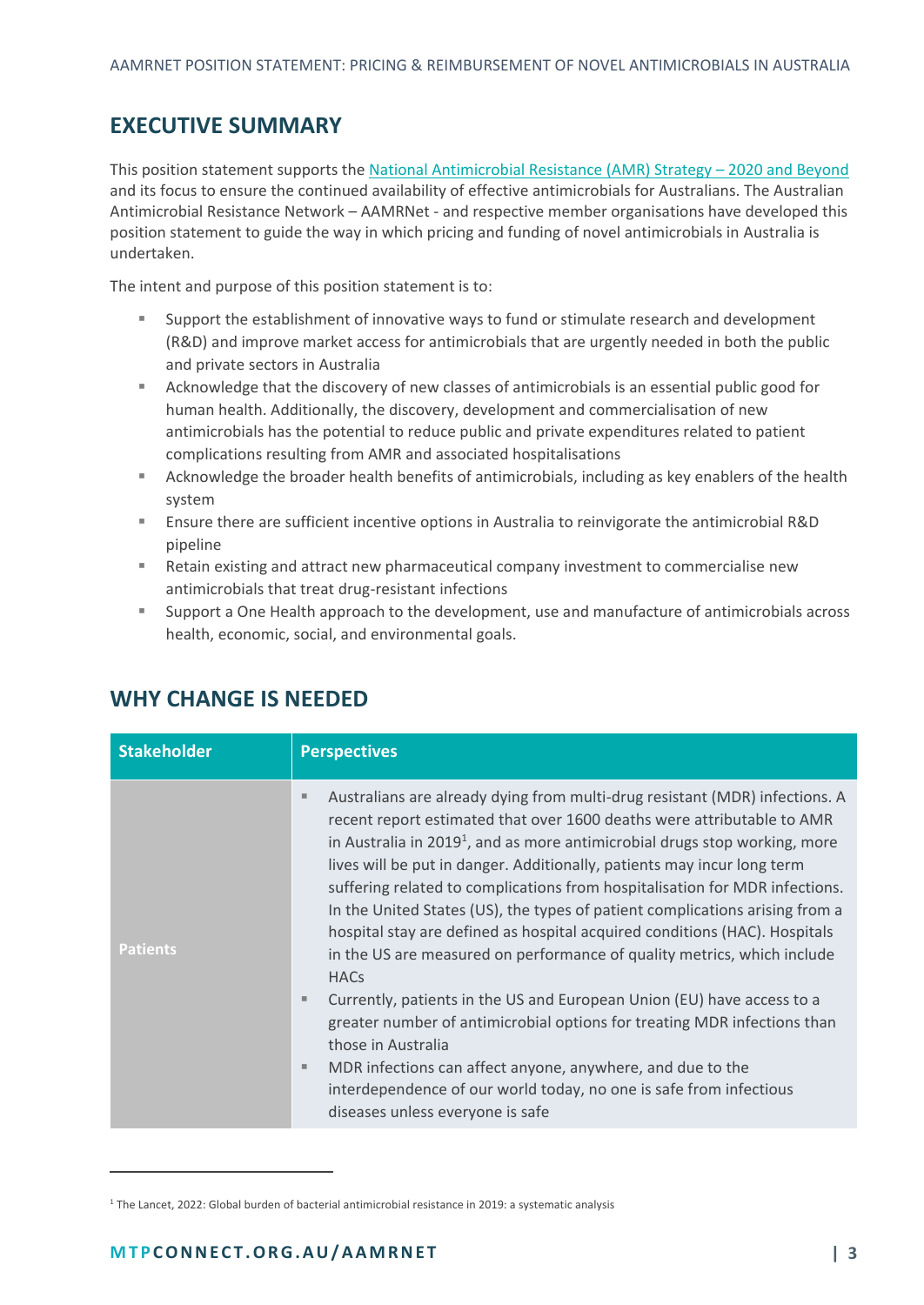## EXECUTIVE SUMMARY

This position statement supports the [National Antimicrobial Resistance (AMR) Strategy – 2020 and Beyond] and its focus to ensure the continued availability of effective antimicrobials for Australians. The Australian Antimicrobial Resistance Network – AAMRNet - and respective member organisations have developed this position statement to guide the way in which pricing and funding of novel antimicrobials in Australia is undertaken.

The intent and purpose of this position statement is to:

- Support the establishment of innovative ways to fund or stimulate research and development (R&D) and improve market access for antimicrobials that are urgently needed in both the public and private sectors in Australia
- Acknowledge that the discovery of new classes of antimicrobials is an essential public good for human health. Additionally, the discovery, development and commercialisation of new antimicrobials has the potential to reduce public and private expenditures related to patient complications resulting from AMR and associated hospitalisations
- Acknowledge the broader health benefits of antimicrobials, including as key enablers of the health system
- Ensure there are sufficient incentive options in Australia to reinvigorate the antimicrobial R&D pipeline
- Retain existing and attract new pharmaceutical company investment to commercialise new antimicrobials that treat drug-resistant infections
- Support a One Health approach to the development, use and manufacture of antimicrobials across health, economic, social, and environmental goals.

## WHY CHANGE IS NEEDED

| Stakeholder | Perspectives |
| --- | --- |
| Patients | ▪ Australians are already dying from multi-drug resistant (MDR) infections. A recent report estimated that over 1600 deaths were attributable to AMR in Australia in 2019[1], and as more antimicrobial drugs stop working, more lives will be put in danger. Additionally, patients may incur long term suffering related to complications from hospitalisation for MDR infections. In the United States (US), the types of patient complications arising from a hospital stay are defined as hospital acquired conditions (HAC). Hospitals in the US are measured on performance of quality metrics, which include HACs<br>▪ Currently, patients in the US and European Union (EU) have access to a greater number of antimicrobial options for treating MDR infections than those in Australia<br>▪ MDR infections can affect anyone, anywhere, and due to the interdependence of our world today, no one is safe from infectious diseases unless everyone is safe |

[1] The Lancet, 2022: Global burden of bacterial antimicrobial resistance in 2019: a systematic analysis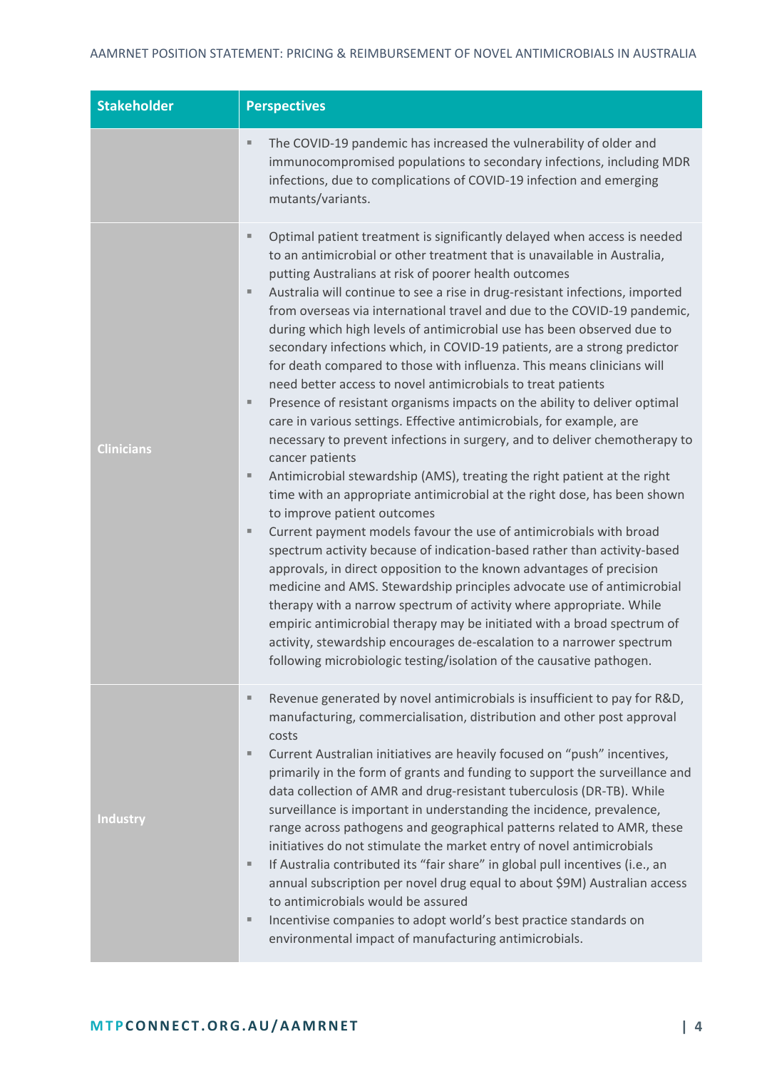| Stakeholder | Perspectives |
|---|---|
| | ▪ The COVID-19 pandemic has increased the vulnerability of older and immunocompromised populations to secondary infections, including MDR infections, due to complications of COVID-19 infection and emerging mutants/variants. |
| Clinicians | ▪ Optimal patient treatment is significantly delayed when access is needed to an antimicrobial or other treatment that is unavailable in Australia, putting Australians at risk of poorer health outcomes<br>▪ Australia will continue to see a rise in drug-resistant infections, imported from overseas via international travel and due to the COVID-19 pandemic, during which high levels of antimicrobial use has been observed due to secondary infections which, in COVID-19 patients, are a strong predictor for death compared to those with influenza. This means clinicians will need better access to novel antimicrobials to treat patients<br>▪ Presence of resistant organisms impacts on the ability to deliver optimal care in various settings. Effective antimicrobials, for example, are necessary to prevent infections in surgery, and to deliver chemotherapy to cancer patients<br>▪ Antimicrobial stewardship (AMS), treating the right patient at the right time with an appropriate antimicrobial at the right dose, has been shown to improve patient outcomes<br>▪ Current payment models favour the use of antimicrobials with broad spectrum activity because of indication-based rather than activity-based approvals, in direct opposition to the known advantages of precision medicine and AMS. Stewardship principles advocate use of antimicrobial therapy with a narrow spectrum of activity where appropriate. While empiric antimicrobial therapy may be initiated with a broad spectrum of activity, stewardship encourages de-escalation to a narrower spectrum following microbiologic testing/isolation of the causative pathogen. |
| Industry | ▪ Revenue generated by novel antimicrobials is insufficient to pay for R&D, manufacturing, commercialisation, distribution and other post approval costs<br>▪ Current Australian initiatives are heavily focused on "push" incentives, primarily in the form of grants and funding to support the surveillance and data collection of AMR and drug-resistant tuberculosis (DR-TB). While surveillance is important in understanding the incidence, prevalence, range across pathogens and geographical patterns related to AMR, these initiatives do not stimulate the market entry of novel antimicrobials<br>▪ If Australia contributed its "fair share" in global pull incentives (i.e., an annual subscription per novel drug equal to about $9M) Australian access to antimicrobials would be assured<br>▪ Incentivise companies to adopt world's best practice standards on environmental impact of manufacturing antimicrobials. |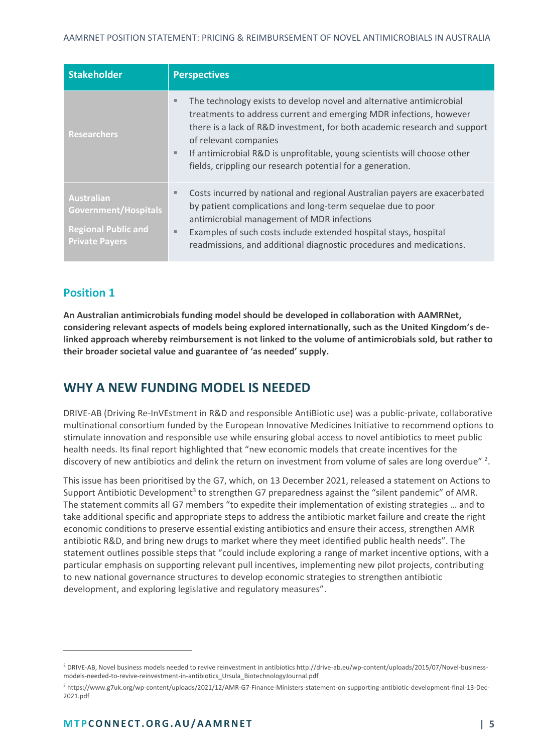| Stakeholder | Perspectives |
|---|---|
| Researchers | ▪ The technology exists to develop novel and alternative antimicrobial treatments to address current and emerging MDR infections, however there is a lack of R&D investment, for both academic research and support of relevant companies<br>▪ If antimicrobial R&D is unprofitable, young scientists will choose other fields, crippling our research potential for a generation. |
| Australian Government/Hospitals<br><br>Regional Public and Private Payers | ▪ Costs incurred by national and regional Australian payers are exacerbated by patient complications and long-term sequelae due to poor antimicrobial management of MDR infections<br>▪ Examples of such costs include extended hospital stays, hospital readmissions, and additional diagnostic procedures and medications. |

### Position 1

**An Australian antimicrobials funding model should be developed in collaboration with AAMRNet, considering relevant aspects of models being explored internationally, such as the United Kingdom's de-linked approach whereby reimbursement is not linked to the volume of antimicrobials sold, but rather to their broader societal value and guarantee of 'as needed' supply.**

## WHY A NEW FUNDING MODEL IS NEEDED

DRIVE-AB (Driving Re-InVEstment in R&D and responsible AntiBiotic use) was a public-private, collaborative multinational consortium funded by the European Innovative Medicines Initiative to recommend options to stimulate innovation and responsible use while ensuring global access to novel antibiotics to meet public health needs. Its final report highlighted that "new economic models that create incentives for the discovery of new antibiotics and delink the return on investment from volume of sales are long overdue" [2].

This issue has been prioritised by the G7, which, on 13 December 2021, released a statement on Actions to Support Antibiotic Development[3] to strengthen G7 preparedness against the "silent pandemic" of AMR. The statement commits all G7 members "to expedite their implementation of existing strategies … and to take additional specific and appropriate steps to address the antibiotic market failure and create the right economic conditions to preserve essential existing antibiotics and ensure their access, strengthen AMR antibiotic R&D, and bring new drugs to market where they meet identified public health needs". The statement outlines possible steps that "could include exploring a range of market incentive options, with a particular emphasis on supporting relevant pull incentives, implementing new pilot projects, contributing to new national governance structures to develop economic strategies to strengthen antibiotic development, and exploring legislative and regulatory measures".

---

[2] DRIVE-AB, Novel business models needed to revive reinvestment in antibiotics http://drive-ab.eu/wp-content/uploads/2015/07/Novel-business-models-needed-to-revive-reinvestment-in-antibiotics_Ursula_BiotechnologyJournal.pdf

[3] https://www.g7uk.org/wp-content/uploads/2021/12/AMR-G7-Finance-Ministers-statement-on-supporting-antibiotic-development-final-13-Dec-2021.pdf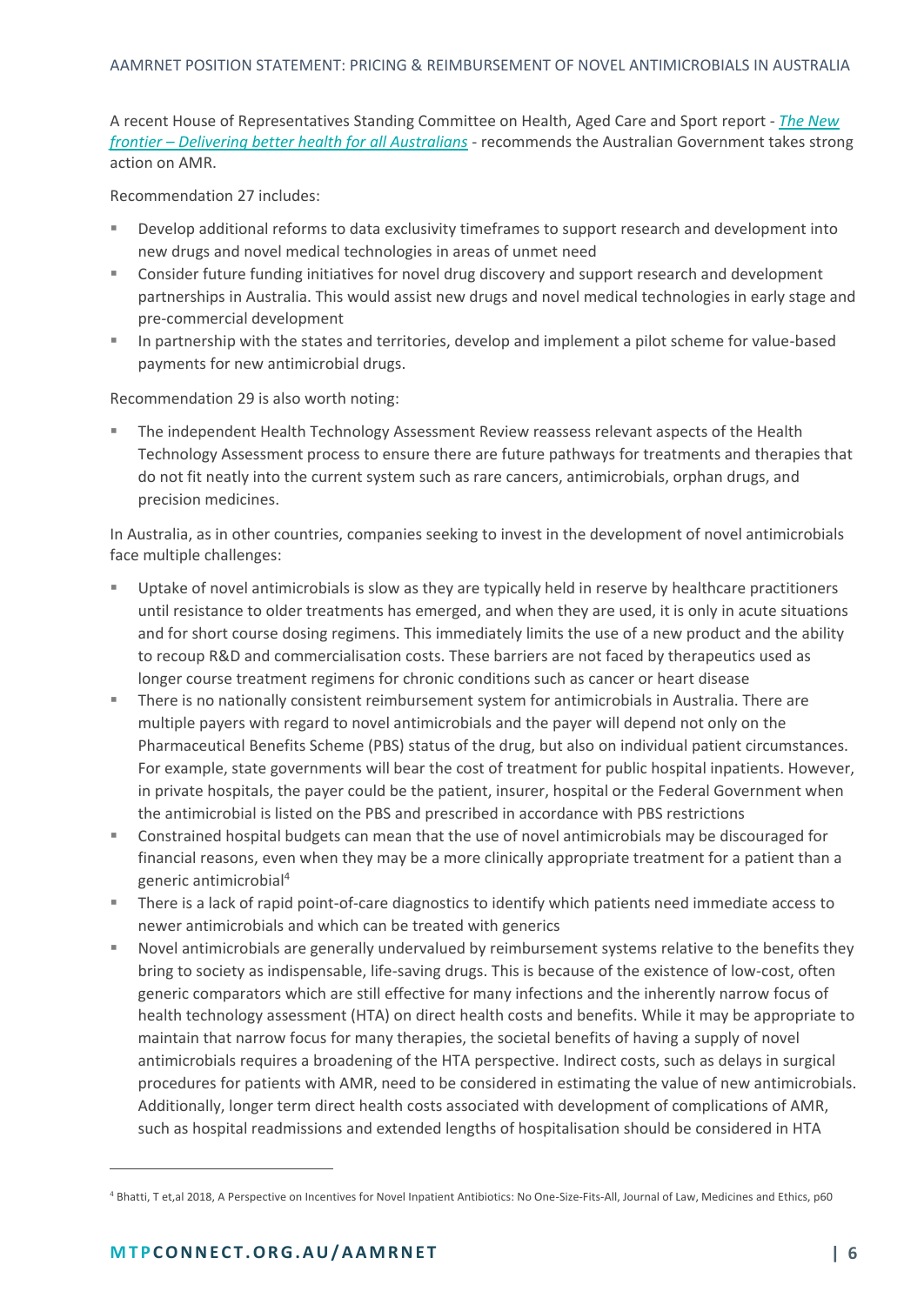A recent House of Representatives Standing Committee on Health, Aged Care and Sport report - *The New frontier – Delivering better health for all Australians* - recommends the Australian Government takes strong action on AMR.

Recommendation 27 includes:

- Develop additional reforms to data exclusivity timeframes to support research and development into new drugs and novel medical technologies in areas of unmet need
- Consider future funding initiatives for novel drug discovery and support research and development partnerships in Australia. This would assist new drugs and novel medical technologies in early stage and pre-commercial development
- In partnership with the states and territories, develop and implement a pilot scheme for value-based payments for new antimicrobial drugs.

Recommendation 29 is also worth noting:

- The independent Health Technology Assessment Review reassess relevant aspects of the Health Technology Assessment process to ensure there are future pathways for treatments and therapies that do not fit neatly into the current system such as rare cancers, antimicrobials, orphan drugs, and precision medicines.

In Australia, as in other countries, companies seeking to invest in the development of novel antimicrobials face multiple challenges:

- Uptake of novel antimicrobials is slow as they are typically held in reserve by healthcare practitioners until resistance to older treatments has emerged, and when they are used, it is only in acute situations and for short course dosing regimens. This immediately limits the use of a new product and the ability to recoup R&D and commercialisation costs. These barriers are not faced by therapeutics used as longer course treatment regimens for chronic conditions such as cancer or heart disease
- There is no nationally consistent reimbursement system for antimicrobials in Australia. There are multiple payers with regard to novel antimicrobials and the payer will depend not only on the Pharmaceutical Benefits Scheme (PBS) status of the drug, but also on individual patient circumstances. For example, state governments will bear the cost of treatment for public hospital inpatients. However, in private hospitals, the payer could be the patient, insurer, hospital or the Federal Government when the antimicrobial is listed on the PBS and prescribed in accordance with PBS restrictions
- Constrained hospital budgets can mean that the use of novel antimicrobials may be discouraged for financial reasons, even when they may be a more clinically appropriate treatment for a patient than a generic antimicrobial[4]
- There is a lack of rapid point-of-care diagnostics to identify which patients need immediate access to newer antimicrobials and which can be treated with generics
- Novel antimicrobials are generally undervalued by reimbursement systems relative to the benefits they bring to society as indispensable, life-saving drugs. This is because of the existence of low-cost, often generic comparators which are still effective for many infections and the inherently narrow focus of health technology assessment (HTA) on direct health costs and benefits. While it may be appropriate to maintain that narrow focus for many therapies, the societal benefits of having a supply of novel antimicrobials requires a broadening of the HTA perspective. Indirect costs, such as delays in surgical procedures for patients with AMR, need to be considered in estimating the value of new antimicrobials. Additionally, longer term direct health costs associated with development of complications of AMR, such as hospital readmissions and extended lengths of hospitalisation should be considered in HTA

[4] Bhatti, T et,al 2018, A Perspective on Incentives for Novel Inpatient Antibiotics: No One-Size-Fits-All, Journal of Law, Medicines and Ethics, p60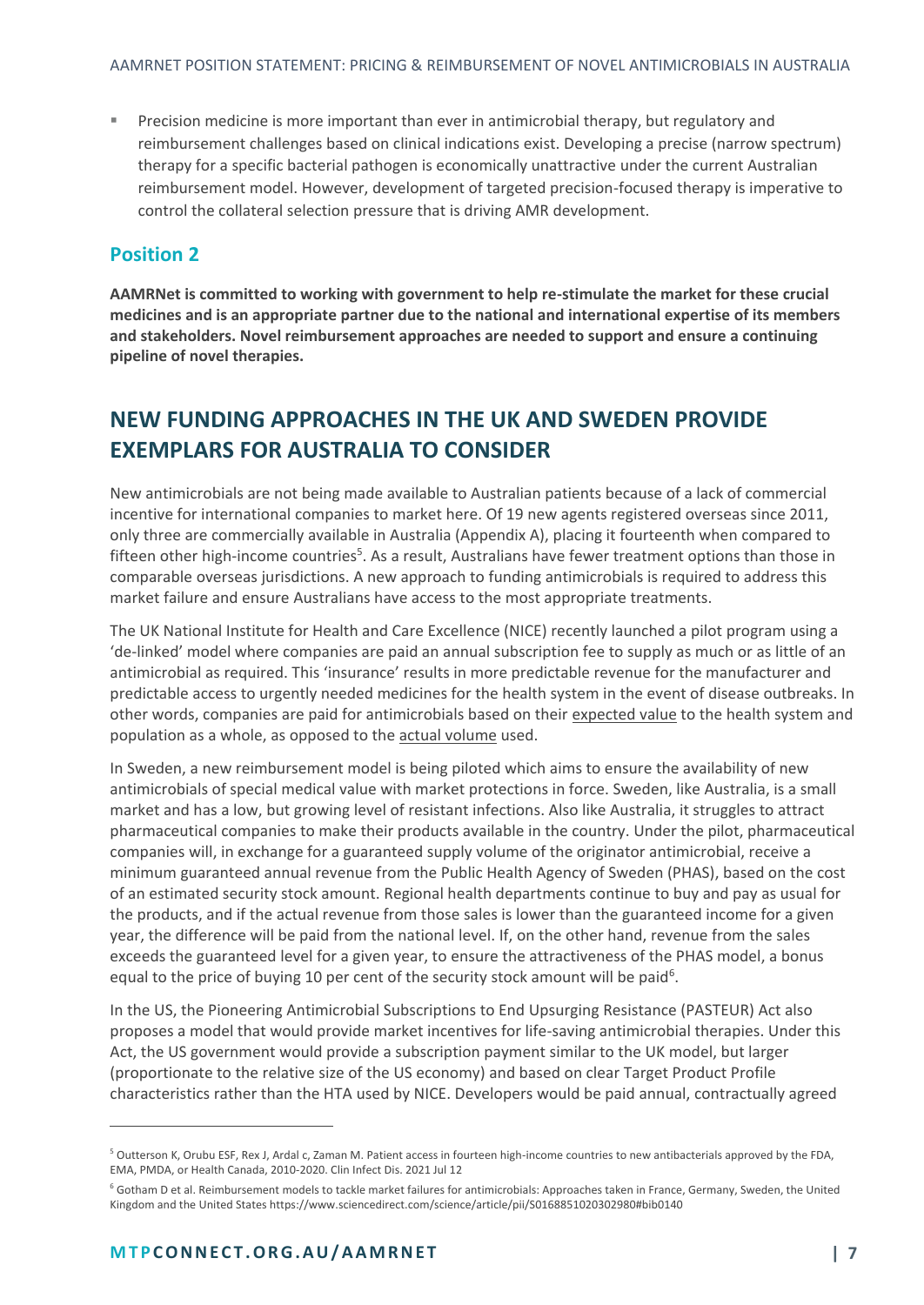- Precision medicine is more important than ever in antimicrobial therapy, but regulatory and reimbursement challenges based on clinical indications exist. Developing a precise (narrow spectrum) therapy for a specific bacterial pathogen is economically unattractive under the current Australian reimbursement model. However, development of targeted precision-focused therapy is imperative to control the collateral selection pressure that is driving AMR development.

## Position 2

**AAMRNet is committed to working with government to help re-stimulate the market for these crucial medicines and is an appropriate partner due to the national and international expertise of its members and stakeholders. Novel reimbursement approaches are needed to support and ensure a continuing pipeline of novel therapies.**

## NEW FUNDING APPROACHES IN THE UK AND SWEDEN PROVIDE EXEMPLARS FOR AUSTRALIA TO CONSIDER

New antimicrobials are not being made available to Australian patients because of a lack of commercial incentive for international companies to market here. Of 19 new agents registered overseas since 2011, only three are commercially available in Australia (Appendix A), placing it fourteenth when compared to fifteen other high-income countries[5]. As a result, Australians have fewer treatment options than those in comparable overseas jurisdictions. A new approach to funding antimicrobials is required to address this market failure and ensure Australians have access to the most appropriate treatments.

The UK National Institute for Health and Care Excellence (NICE) recently launched a pilot program using a 'de-linked' model where companies are paid an annual subscription fee to supply as much or as little of an antimicrobial as required. This 'insurance' results in more predictable revenue for the manufacturer and predictable access to urgently needed medicines for the health system in the event of disease outbreaks. In other words, companies are paid for antimicrobials based on their expected value to the health system and population as a whole, as opposed to the actual volume used.

In Sweden, a new reimbursement model is being piloted which aims to ensure the availability of new antimicrobials of special medical value with market protections in force. Sweden, like Australia, is a small market and has a low, but growing level of resistant infections. Also like Australia, it struggles to attract pharmaceutical companies to make their products available in the country. Under the pilot, pharmaceutical companies will, in exchange for a guaranteed supply volume of the originator antimicrobial, receive a minimum guaranteed annual revenue from the Public Health Agency of Sweden (PHAS), based on the cost of an estimated security stock amount. Regional health departments continue to buy and pay as usual for the products, and if the actual revenue from those sales is lower than the guaranteed income for a given year, the difference will be paid from the national level. If, on the other hand, revenue from the sales exceeds the guaranteed level for a given year, to ensure the attractiveness of the PHAS model, a bonus equal to the price of buying 10 per cent of the security stock amount will be paid[6].

In the US, the Pioneering Antimicrobial Subscriptions to End Upsurging Resistance (PASTEUR) Act also proposes a model that would provide market incentives for life-saving antimicrobial therapies. Under this Act, the US government would provide a subscription payment similar to the UK model, but larger (proportionate to the relative size of the US economy) and based on clear Target Product Profile characteristics rather than the HTA used by NICE. Developers would be paid annual, contractually agreed

---

[5] Outterson K, Orubu ESF, Rex J, Ardal c, Zaman M. Patient access in fourteen high-income countries to new antibacterials approved by the FDA, EMA, PMDA, or Health Canada, 2010-2020. Clin Infect Dis. 2021 Jul 12

[6] Gotham D et al. Reimbursement models to tackle market failures for antimicrobials: Approaches taken in France, Germany, Sweden, the United Kingdom and the United States https://www.sciencedirect.com/science/article/pii/S0168851020302980#bib0140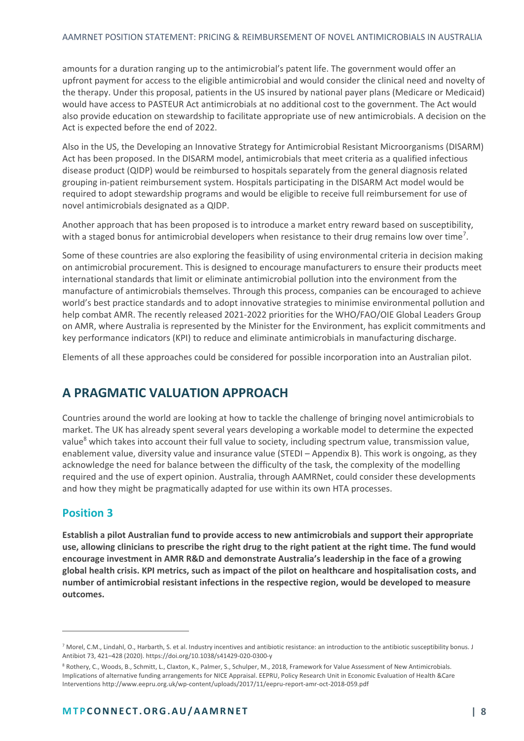amounts for a duration ranging up to the antimicrobial's patent life. The government would offer an upfront payment for access to the eligible antimicrobial and would consider the clinical need and novelty of the therapy. Under this proposal, patients in the US insured by national payer plans (Medicare or Medicaid) would have access to PASTEUR Act antimicrobials at no additional cost to the government. The Act would also provide education on stewardship to facilitate appropriate use of new antimicrobials. A decision on the Act is expected before the end of 2022.

Also in the US, the Developing an Innovative Strategy for Antimicrobial Resistant Microorganisms (DISARM) Act has been proposed. In the DISARM model, antimicrobials that meet criteria as a qualified infectious disease product (QIDP) would be reimbursed to hospitals separately from the general diagnosis related grouping in-patient reimbursement system. Hospitals participating in the DISARM Act model would be required to adopt stewardship programs and would be eligible to receive full reimbursement for use of novel antimicrobials designated as a QIDP.

Another approach that has been proposed is to introduce a market entry reward based on susceptibility, with a staged bonus for antimicrobial developers when resistance to their drug remains low over time[7].

Some of these countries are also exploring the feasibility of using environmental criteria in decision making on antimicrobial procurement. This is designed to encourage manufacturers to ensure their products meet international standards that limit or eliminate antimicrobial pollution into the environment from the manufacture of antimicrobials themselves. Through this process, companies can be encouraged to achieve world's best practice standards and to adopt innovative strategies to minimise environmental pollution and help combat AMR. The recently released 2021-2022 priorities for the WHO/FAO/OIE Global Leaders Group on AMR, where Australia is represented by the Minister for the Environment, has explicit commitments and key performance indicators (KPI) to reduce and eliminate antimicrobials in manufacturing discharge.

Elements of all these approaches could be considered for possible incorporation into an Australian pilot.

## A PRAGMATIC VALUATION APPROACH

Countries around the world are looking at how to tackle the challenge of bringing novel antimicrobials to market. The UK has already spent several years developing a workable model to determine the expected value[8] which takes into account their full value to society, including spectrum value, transmission value, enablement value, diversity value and insurance value (STEDI – Appendix B). This work is ongoing, as they acknowledge the need for balance between the difficulty of the task, the complexity of the modelling required and the use of expert opinion. Australia, through AAMRNet, could consider these developments and how they might be pragmatically adapted for use within its own HTA processes.

### Position 3

**Establish a pilot Australian fund to provide access to new antimicrobials and support their appropriate use, allowing clinicians to prescribe the right drug to the right patient at the right time. The fund would encourage investment in AMR R&D and demonstrate Australia's leadership in the face of a growing global health crisis. KPI metrics, such as impact of the pilot on healthcare and hospitalisation costs, and number of antimicrobial resistant infections in the respective region, would be developed to measure outcomes.**

---

[7] Morel, C.M., Lindahl, O., Harbarth, S. et al. Industry incentives and antibiotic resistance: an introduction to the antibiotic susceptibility bonus. J Antibiot 73, 421–428 (2020). https://doi.org/10.1038/s41429-020-0300-y

[8] Rothery, C., Woods, B., Schmitt, L., Claxton, K., Palmer, S., Schulper, M., 2018, Framework for Value Assessment of New Antimicrobials. Implications of alternative funding arrangements for NICE Appraisal. EEPRU, Policy Research Unit in Economic Evaluation of Health &Care Interventions http://www.eepru.org.uk/wp-content/uploads/2017/11/eepru-report-amr-oct-2018-059.pdf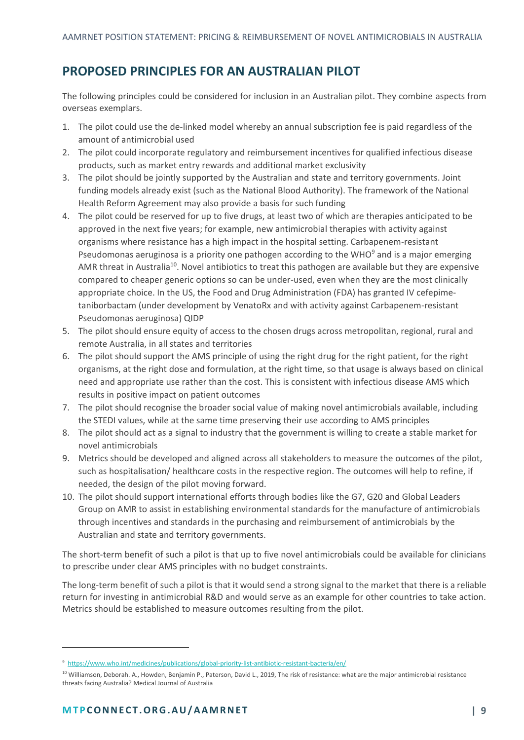## PROPOSED PRINCIPLES FOR AN AUSTRALIAN PILOT

The following principles could be considered for inclusion in an Australian pilot. They combine aspects from overseas exemplars.

1. The pilot could use the de-linked model whereby an annual subscription fee is paid regardless of the amount of antimicrobial used
2. The pilot could incorporate regulatory and reimbursement incentives for qualified infectious disease products, such as market entry rewards and additional market exclusivity
3. The pilot should be jointly supported by the Australian and state and territory governments. Joint funding models already exist (such as the National Blood Authority). The framework of the National Health Reform Agreement may also provide a basis for such funding
4. The pilot could be reserved for up to five drugs, at least two of which are therapies anticipated to be approved in the next five years; for example, new antimicrobial therapies with activity against organisms where resistance has a high impact in the hospital setting. Carbapenem-resistant Pseudomonas aeruginosa is a priority one pathogen according to the WHO[9] and is a major emerging AMR threat in Australia[10]. Novel antibiotics to treat this pathogen are available but they are expensive compared to cheaper generic options so can be under-used, even when they are the most clinically appropriate choice. In the US, the Food and Drug Administration (FDA) has granted IV cefepime-taniborbactam (under development by VenatoRx and with activity against Carbapenem-resistant Pseudomonas aeruginosa) QIDP
5. The pilot should ensure equity of access to the chosen drugs across metropolitan, regional, rural and remote Australia, in all states and territories
6. The pilot should support the AMS principle of using the right drug for the right patient, for the right organisms, at the right dose and formulation, at the right time, so that usage is always based on clinical need and appropriate use rather than the cost. This is consistent with infectious disease AMS which results in positive impact on patient outcomes
7. The pilot should recognise the broader social value of making novel antimicrobials available, including the STEDI values, while at the same time preserving their use according to AMS principles
8. The pilot should act as a signal to industry that the government is willing to create a stable market for novel antimicrobials
9. Metrics should be developed and aligned across all stakeholders to measure the outcomes of the pilot, such as hospitalisation/ healthcare costs in the respective region. The outcomes will help to refine, if needed, the design of the pilot moving forward.
10. The pilot should support international efforts through bodies like the G7, G20 and Global Leaders Group on AMR to assist in establishing environmental standards for the manufacture of antimicrobials through incentives and standards in the purchasing and reimbursement of antimicrobials by the Australian and state and territory governments.

The short-term benefit of such a pilot is that up to five novel antimicrobials could be available for clinicians to prescribe under clear AMS principles with no budget constraints.

The long-term benefit of such a pilot is that it would send a strong signal to the market that there is a reliable return for investing in antimicrobial R&D and would serve as an example for other countries to take action. Metrics should be established to measure outcomes resulting from the pilot.

---

[9] https://www.who.int/medicines/publications/global-priority-list-antibiotic-resistant-bacteria/en/

[10] Williamson, Deborah. A., Howden, Benjamin P., Paterson, David L., 2019, The risk of resistance: what are the major antimicrobial resistance threats facing Australia? Medical Journal of Australia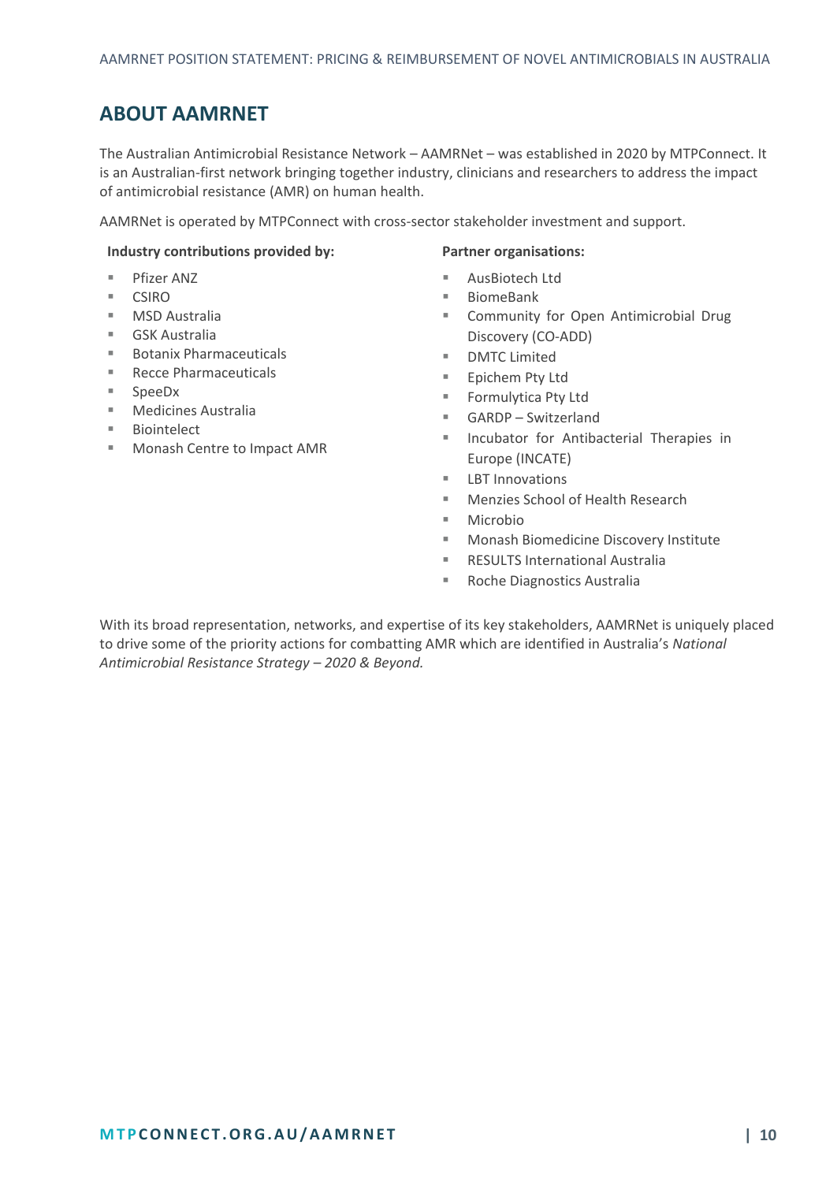## ABOUT AAMRNET

The Australian Antimicrobial Resistance Network – AAMRNet – was established in 2020 by MTPConnect. It is an Australian-first network bringing together industry, clinicians and researchers to address the impact of antimicrobial resistance (AMR) on human health.

AAMRNet is operated by MTPConnect with cross-sector stakeholder investment and support.

**Industry contributions provided by:**

- Pfizer ANZ
- CSIRO
- MSD Australia
- GSK Australia
- Botanix Pharmaceuticals
- Recce Pharmaceuticals
- SpeeDx
- Medicines Australia
- Biointelect
- Monash Centre to Impact AMR

**Partner organisations:**

- AusBiotech Ltd
- BiomeBank
- Community for Open Antimicrobial Drug Discovery (CO-ADD)
- DMTC Limited
- Epichem Pty Ltd
- Formulytica Pty Ltd
- GARDP – Switzerland
- Incubator for Antibacterial Therapies in Europe (INCATE)
- LBT Innovations
- Menzies School of Health Research
- Microbio
- Monash Biomedicine Discovery Institute
- RESULTS International Australia
- Roche Diagnostics Australia

With its broad representation, networks, and expertise of its key stakeholders, AAMRNet is uniquely placed to drive some of the priority actions for combatting AMR which are identified in Australia's *National Antimicrobial Resistance Strategy – 2020 & Beyond.*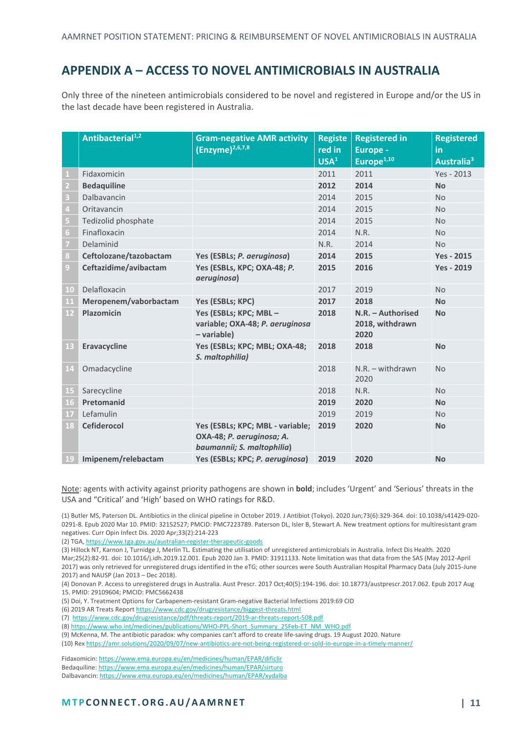## APPENDIX A – ACCESS TO NOVEL ANTIMICROBIALS IN AUSTRALIA

Only three of the nineteen antimicrobials considered to be novel and registered in Europe and/or the US in the last decade have been registered in Australia.

| | Antibacterial[1,2] | Gram-negative AMR activity (Enzyme)[2,6,7,8] | Registered in USA[1] | Registered in Europe - Europe[1,10] | Registered in Australia[3] |
|---|---|---|---|---|---|
| 1 | Fidaxomicin | | 2011 | 2011 | Yes - 2013 |
| 2 | **Bedaquiline** | | **2012** | **2014** | **No** |
| 3 | Dalbavancin | | 2014 | 2015 | No |
| 4 | Oritavancin | | 2014 | 2015 | No |
| 5 | Tedizolid phosphate | | 2014 | 2015 | No |
| 6 | Finafloxacin | | 2014 | N.R. | No |
| 7 | Delaminid | | N.R. | 2014 | No |
| 8 | **Ceftolozane/tazobactam** | **Yes (ESBLs; *P. aeruginosa*)** | **2014** | **2015** | **Yes - 2015** |
| 9 | **Ceftazidime/avibactam** | **Yes (ESBLs, KPC; OXA-48; *P. aeruginosa*)** | **2015** | **2016** | **Yes - 2019** |
| 10 | Delafloxacin | | 2017 | 2019 | No |
| 11 | **Meropenem/vaborbactam** | **Yes (ESBLs; KPC)** | **2017** | **2018** | **No** |
| 12 | **Plazomicin** | **Yes (ESBLs; KPC; MBL – variable; OXA-48; *P. aeruginosa* – variable)** | **2018** | **N.R. – Authorised 2018, withdrawn 2020** | **No** |
| 13 | **Eravacycline** | **Yes (ESBLs; KPC; MBL; OXA-48; *S. maltophilia*)** | **2018** | **2018** | **No** |
| 14 | Omadacycline | | 2018 | N.R. – withdrawn 2020 | No |
| 15 | Sarecycline | | 2018 | N.R. | No |
| 16 | **Pretomanid** | | **2019** | **2020** | **No** |
| 17 | Lefamulin | | 2019 | 2019 | No |
| 18 | **Cefiderocol** | **Yes (ESBLs; KPC; MBL - variable; OXA-48; *P. aeruginosa; A. baumannii; S. maltophilia*)** | **2019** | **2020** | **No** |
| 19 | **Imipenem/relebactam** | **Yes (ESBLs; KPC; *P. aeruginosa*)** | **2019** | **2020** | **No** |

Note: agents with activity against priority pathogens are shown in **bold**; includes 'Urgent' and 'Serious' threats in the USA and "Critical" and 'High' based on WHO ratings for R&D.

(1) Butler MS, Paterson DL. Antibiotics in the clinical pipeline in October 2019. J Antibiot (Tokyo). 2020 Jun;73(6):329-364. doi: 10.1038/s41429-020-0291-8. Epub 2020 Mar 10. PMID: 32152527; PMCID: PMC7223789. Paterson DL, Isler B, Stewart A. New treatment options for multiresistant gram negatives. Curr Opin Infect Dis. 2020 Apr;33(2):214-223

(2) TGA, https://www.tga.gov.au/australian-register-therapeutic-goods

(3) Hillock NT, Karnon J, Turnidge J, Merlin TL. Estimating the utilisation of unregistered antimicrobials in Australia. Infect Dis Health. 2020 Mar;25(2):82-91. doi: 10.1016/j.idh.2019.12.001. Epub 2020 Jan 3. PMID: 31911133. Note limitation was that data from the SAS (May 2012-April 2017) was only retrieved for unregistered drugs identified in the eTG; other sources were South Australian Hospital Pharmacy Data (July 2015-June 2017) and NAUSP (Jan 2013 – Dec 2018).

(4) Donovan P. Access to unregistered drugs in Australia. Aust Prescr. 2017 Oct;40(5):194-196. doi: 10.18773/austprescr.2017.062. Epub 2017 Aug 15. PMID: 29109604; PMCID: PMC5662438

(5) Doi, Y. Treatment Options for Carbapenem-resistant Gram-negative Bacterial Infections 2019:69 CID

(6) 2019 AR Treats Report https://www.cdc.gov/drugresistance/biggest-threats.html

(7) https://www.cdc.gov/drugresistance/pdf/threats-report/2019-ar-threats-report-508.pdf

(8) https://www.who.int/medicines/publications/WHO-PPL-Short_Summary_25Feb-ET_NM_WHO.pdf

(9) McKenna, M. The antibiotic paradox: why companies can't afford to create life-saving drugs. 19 August 2020. Nature

(10) Rex https://amr.solutions/2020/09/07/new-antibiotics-are-not-being-registered-or-sold-in-europe-in-a-timely-manner/

Fidaxomicin: https://www.ema.europa.eu/en/medicines/human/EPAR/dificlir
Bedaquiline: https://www.ema.europa.eu/en/medicines/human/EPAR/sirturo
Dalbavancin: https://www.ema.europa.eu/en/medicines/human/EPAR/xydalba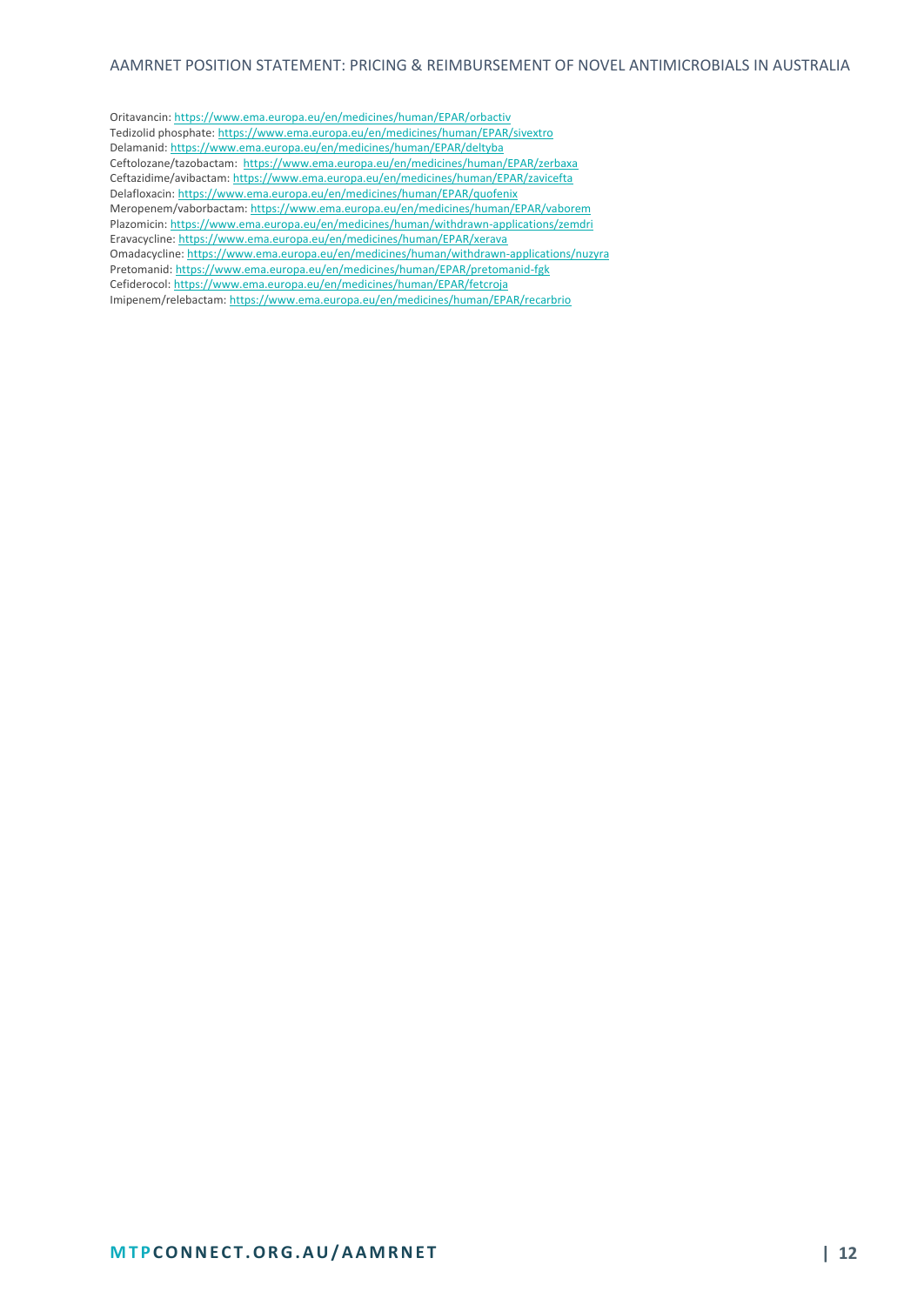Oritavancin: https://www.ema.europa.eu/en/medicines/human/EPAR/orbactiv  
Tedizolid phosphate: https://www.ema.europa.eu/en/medicines/human/EPAR/sivextro  
Delamanid: https://www.ema.europa.eu/en/medicines/human/EPAR/deltyba  
Ceftolozane/tazobactam: https://www.ema.europa.eu/en/medicines/human/EPAR/zerbaxa  
Ceftazidime/avibactam: https://www.ema.europa.eu/en/medicines/human/EPAR/zavicefta  
Delafloxacin: https://www.ema.europa.eu/en/medicines/human/EPAR/quofenix  
Meropenem/vaborbactam: https://www.ema.europa.eu/en/medicines/human/EPAR/vaborem  
Plazomicin: https://www.ema.europa.eu/en/medicines/human/withdrawn-applications/zemdri  
Eravacycline: https://www.ema.europa.eu/en/medicines/human/EPAR/xerava  
Omadacycline: https://www.ema.europa.eu/en/medicines/human/withdrawn-applications/nuzyra  
Pretomanid: https://www.ema.europa.eu/en/medicines/human/EPAR/pretomanid-fgk  
Cefiderocol: https://www.ema.europa.eu/en/medicines/human/EPAR/fetcroja  
Imipenem/relebactam: https://www.ema.europa.eu/en/medicines/human/EPAR/recarbrio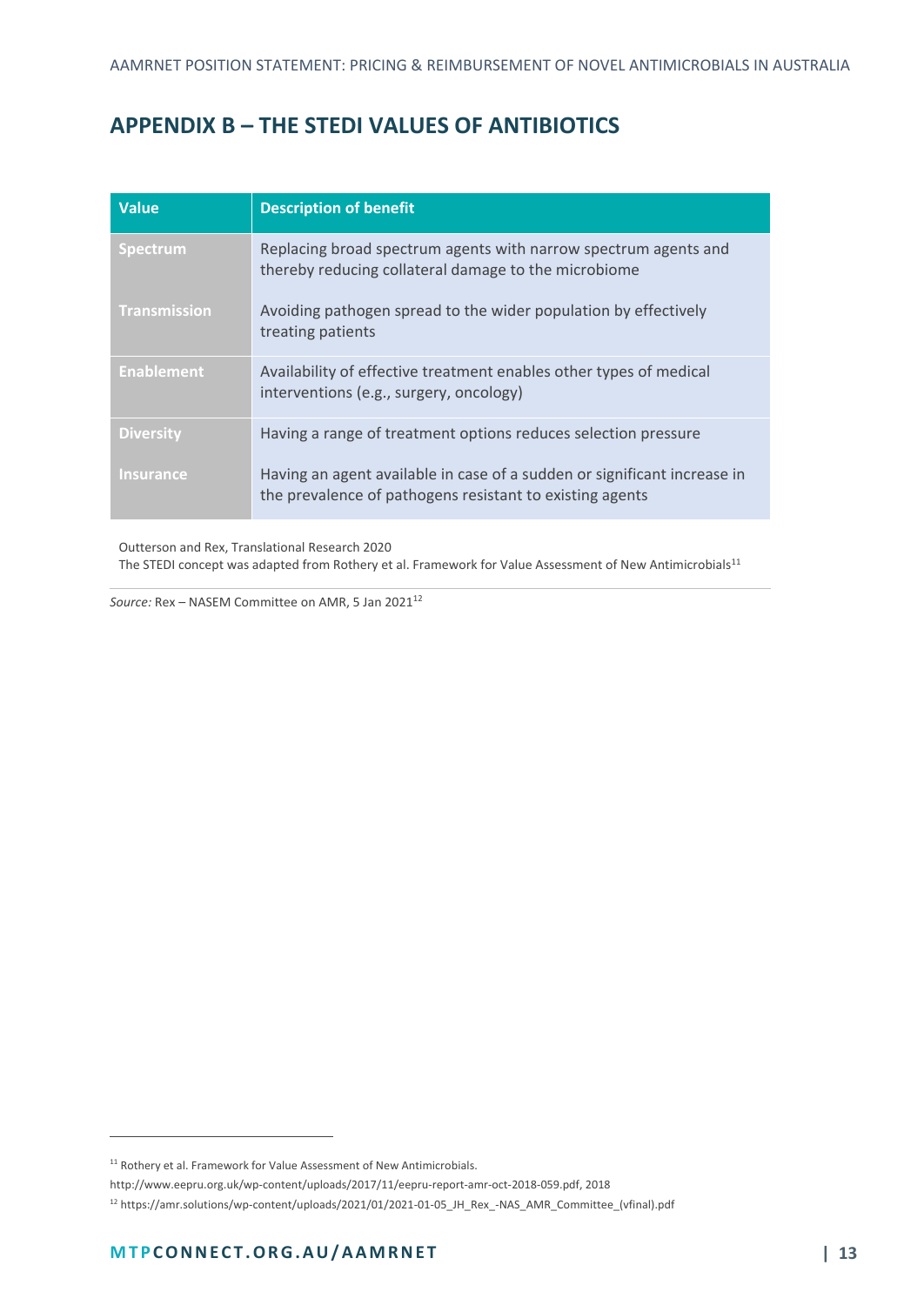## APPENDIX B – THE STEDI VALUES OF ANTIBIOTICS

| Value | Description of benefit |
|---|---|
| Spectrum | Replacing broad spectrum agents with narrow spectrum agents and thereby reducing collateral damage to the microbiome |
| Transmission | Avoiding pathogen spread to the wider population by effectively treating patients |
| Enablement | Availability of effective treatment enables other types of medical interventions (e.g., surgery, oncology) |
| Diversity | Having a range of treatment options reduces selection pressure |
| Insurance | Having an agent available in case of a sudden or significant increase in the prevalence of pathogens resistant to existing agents |

Outterson and Rex, Translational Research 2020

The STEDI concept was adapted from Rothery et al. Framework for Value Assessment of New Antimicrobials[11]

*Source:* Rex – NASEM Committee on AMR, 5 Jan 2021[12]

---

[11] Rothery et al. Framework for Value Assessment of New Antimicrobials.

http://www.eepru.org.uk/wp-content/uploads/2017/11/eepru-report-amr-oct-2018-059.pdf, 2018

[12] https://amr.solutions/wp-content/uploads/2021/01/2021-01-05_JH_Rex_-NAS_AMR_Committee_(vfinal).pdf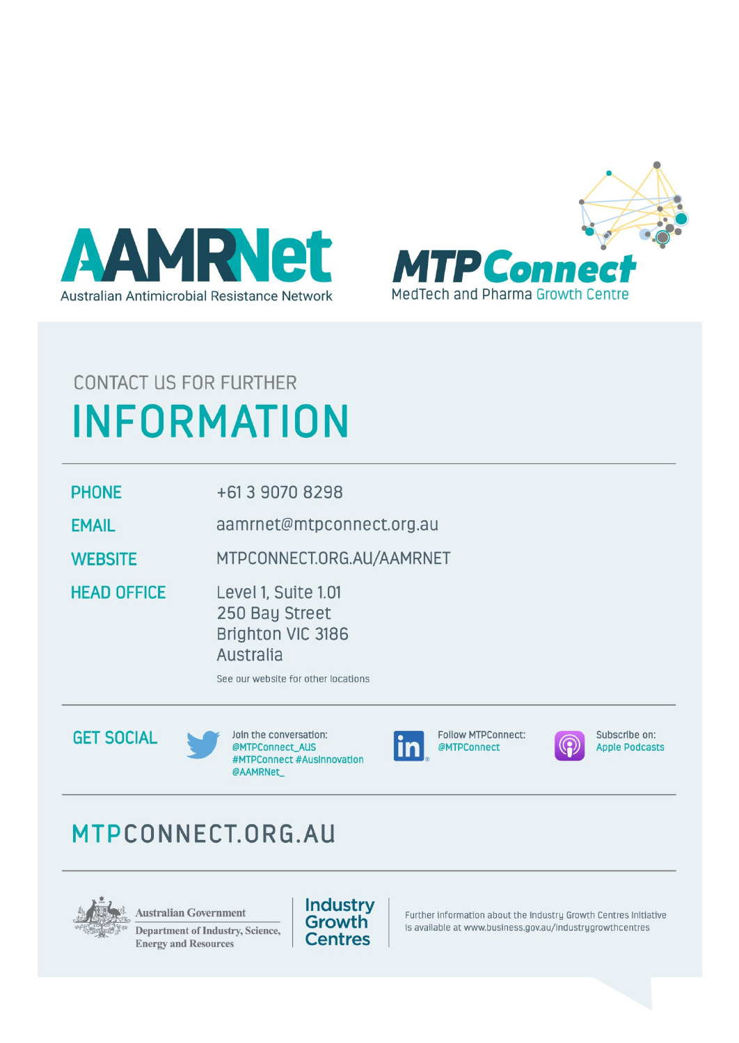AAMRNet

Australian Antimicrobial Resistance Network

MTPConnect

MedTech and Pharma Growth Centre

CONTACT US FOR FURTHER

# INFORMATION

| | |
|---|---|
| PHONE | +61 3 9070 8298 |
| EMAIL | aamrnet@mtpconnect.org.au |
| WEBSITE | MTPCONNECT.ORG.AU/AAMRNET |
| HEAD OFFICE | Level 1, Suite 1.01<br>250 Bay Street<br>Brighton VIC 3186<br>Australia<br><br>See our website for other locations |

## GET SOCIAL

Join the conversation:
@MTPConnect_AUS
#MTPConnect #AusInnovation
@AAMRNet_

Follow MTPConnect:
@MTPConnect

Subscribe on:
Apple Podcasts

## MTPCONNECT.ORG.AU

Australian Government
Department of Industry, Science, Energy and Resources

Industry Growth Centres

Further information about the Industry Growth Centres Initiative is available at www.business.gov.au/industrygrowthcentres